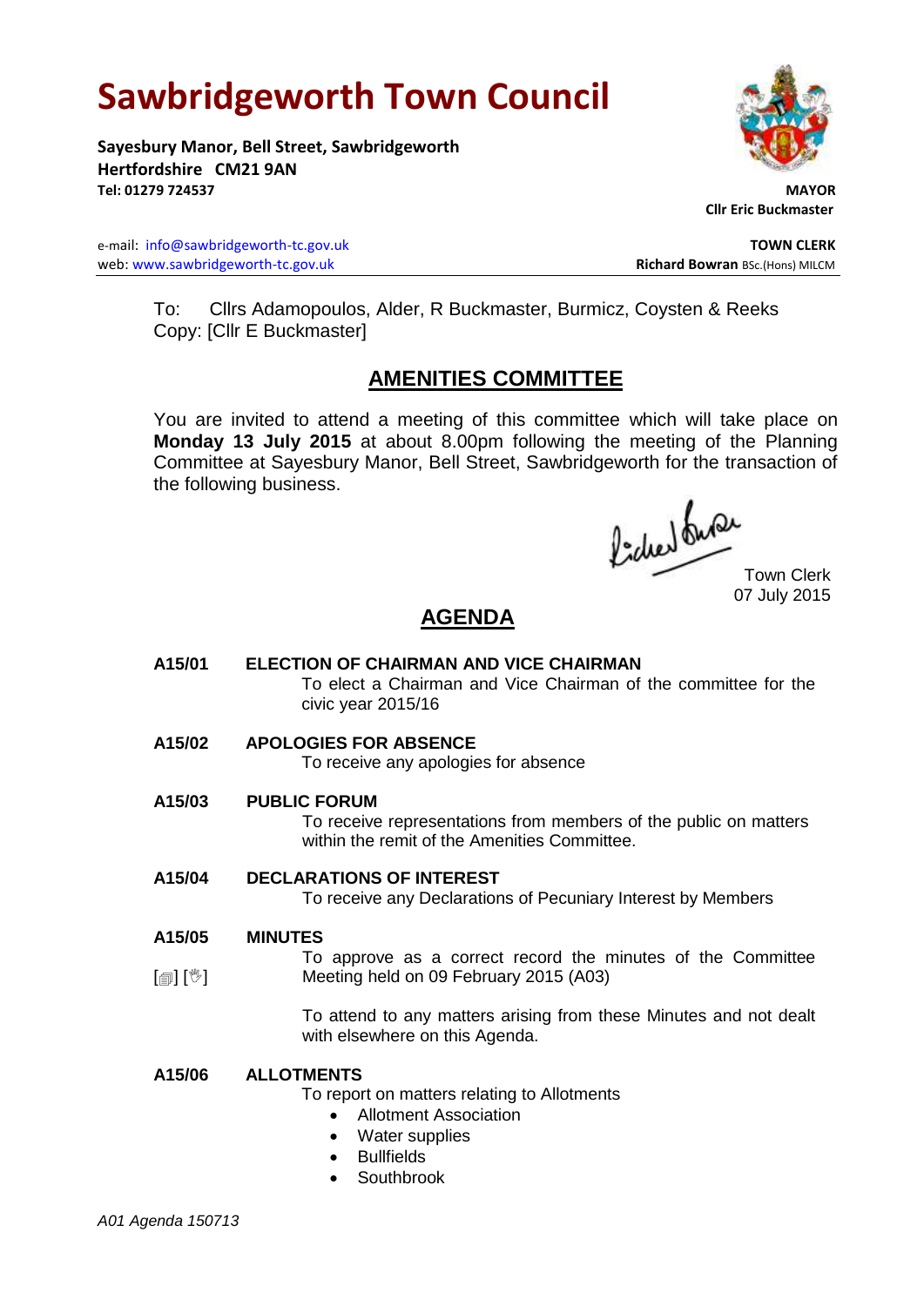# Sawbridgeworth Town Council

**Sayesbury Manor, Bell Street, Sawbridgeworth**
**Hertfordshire CM21 9AN**
**Tel: 01279 724537**

**MAYOR**
**Cllr Eric Buckmaster**

e-mail: info@sawbridgeworth-tc.gov.uk
web: www.sawbridgeworth-tc.gov.uk

**TOWN CLERK**
**Richard Bowran** BSc.(Hons) MILCM

To: Cllrs Adamopoulos, Alder, R Buckmaster, Burmicz, Coysten & Reeks
Copy: [Cllr E Buckmaster]

## AMENITIES COMMITTEE

You are invited to attend a meeting of this committee which will take place on **Monday 13 July 2015** at about 8.00pm following the meeting of the Planning Committee at Sayesbury Manor, Bell Street, Sawbridgeworth for the transaction of the following business.

Town Clerk
07 July 2015

## AGENDA

**A15/01 ELECTION OF CHAIRMAN AND VICE CHAIRMAN**

To elect a Chairman and Vice Chairman of the committee for the civic year 2015/16

**A15/02 APOLOGIES FOR ABSENCE**

To receive any apologies for absence

**A15/03 PUBLIC FORUM**

To receive representations from members of the public on matters within the remit of the Amenities Committee.

**A15/04 DECLARATIONS OF INTEREST**

To receive any Declarations of Pecuniary Interest by Members

**A15/05 MINUTES**

[] []

To approve as a correct record the minutes of the Committee Meeting held on 09 February 2015 (A03)

To attend to any matters arising from these Minutes and not dealt with elsewhere on this Agenda.

**A15/06 ALLOTMENTS**

To report on matters relating to Allotments

- Allotment Association
- Water supplies
- Bullfields
- Southbrook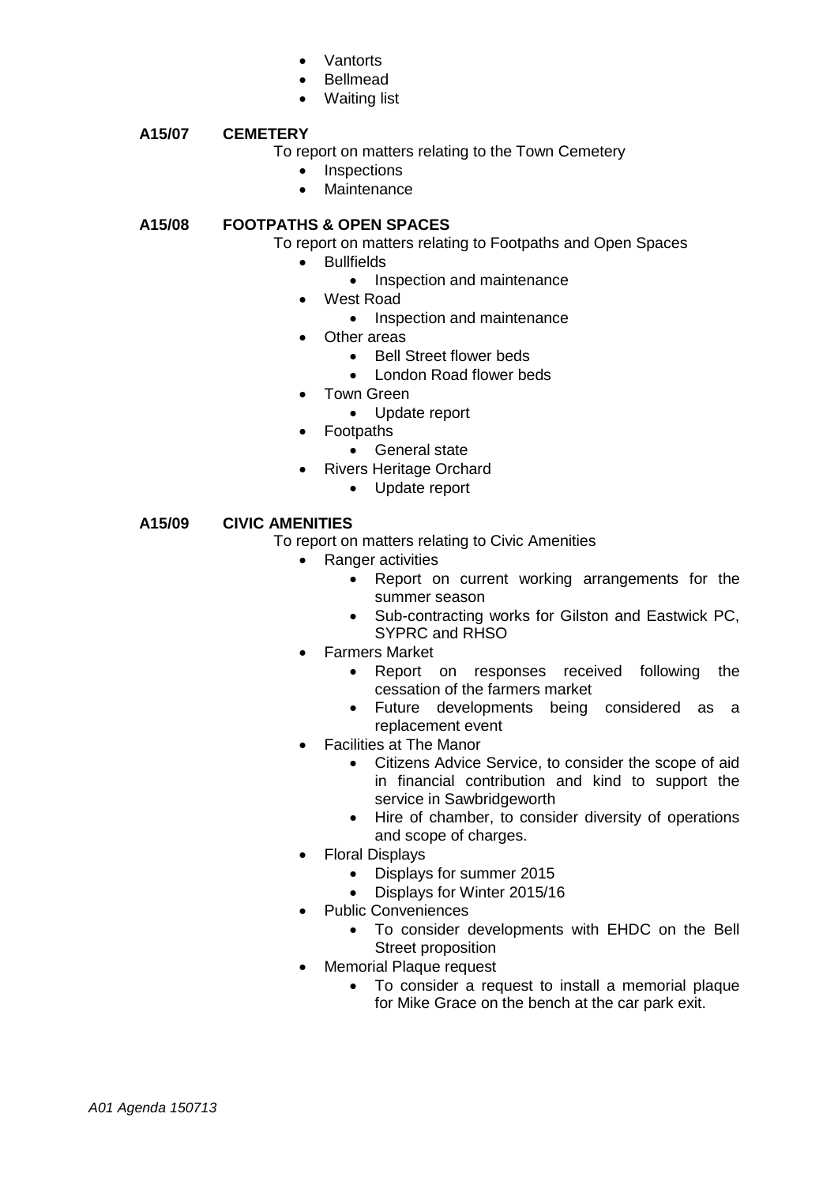- Vantorts
- Bellmead
- Waiting list

**A15/07 CEMETERY**

To report on matters relating to the Town Cemetery

- Inspections
- Maintenance

**A15/08 FOOTPATHS & OPEN SPACES**

To report on matters relating to Footpaths and Open Spaces

- Bullfields
  - Inspection and maintenance
- West Road
  - Inspection and maintenance
- Other areas
  - Bell Street flower beds
  - London Road flower beds
- Town Green
  - Update report
- Footpaths
  - General state
- Rivers Heritage Orchard
  - Update report

**A15/09 CIVIC AMENITIES**

To report on matters relating to Civic Amenities

- Ranger activities
  - Report on current working arrangements for the summer season
  - Sub-contracting works for Gilston and Eastwick PC, SYPRC and RHSO
- Farmers Market
  - Report on responses received following the cessation of the farmers market
  - Future developments being considered as a replacement event
- Facilities at The Manor
  - Citizens Advice Service, to consider the scope of aid in financial contribution and kind to support the service in Sawbridgeworth
  - Hire of chamber, to consider diversity of operations and scope of charges.
- Floral Displays
  - Displays for summer 2015
  - Displays for Winter 2015/16
- Public Conveniences
  - To consider developments with EHDC on the Bell Street proposition
- Memorial Plaque request
  - To consider a request to install a memorial plaque for Mike Grace on the bench at the car park exit.